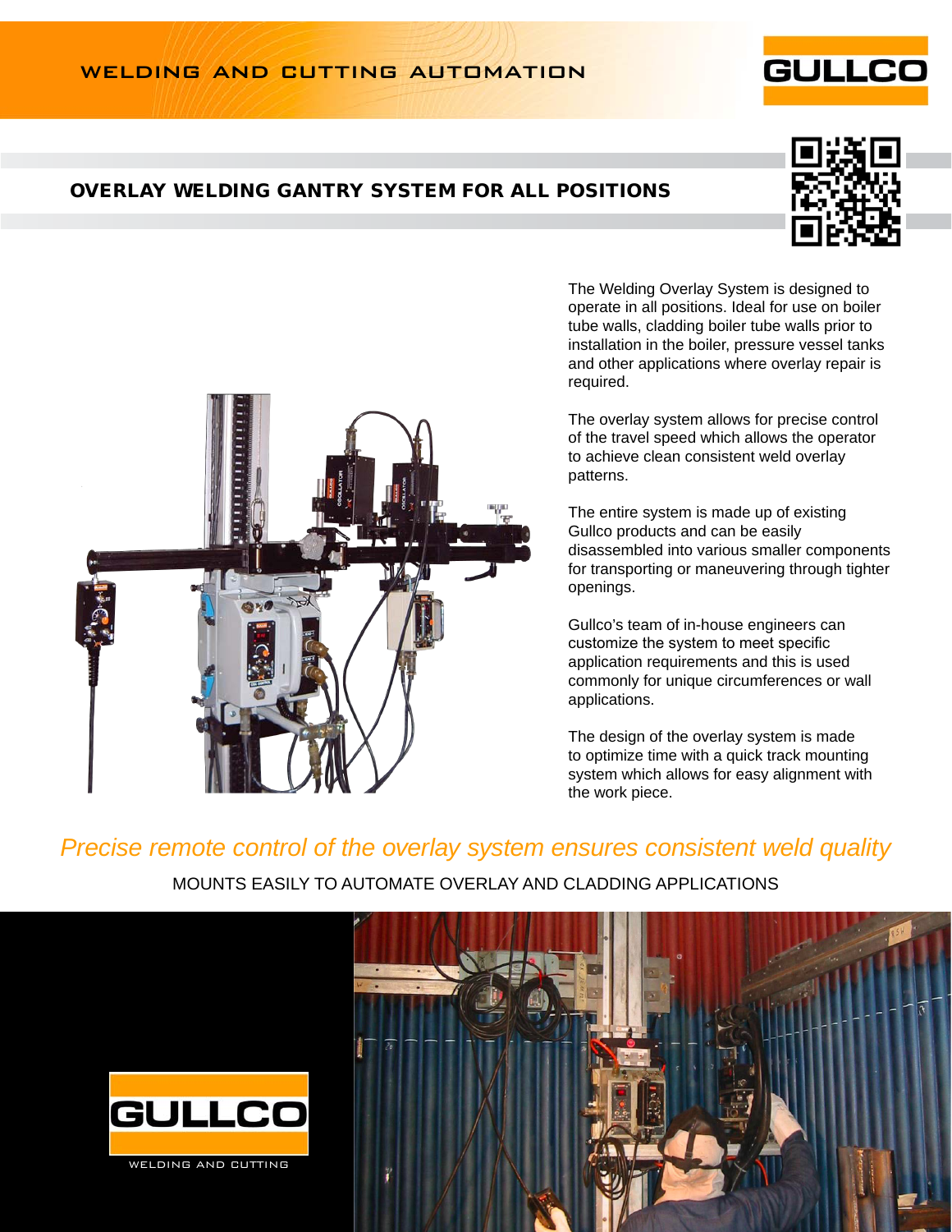WELDING AND CUTTING AUTOMATION

# OVERLAY WELDING GANTRY SYSTEM FOR ALL POSITIONS

The Welding Overlay System is designed to operate in all positions. Ideal for use on boiler tube walls, cladding boiler tube walls prior to installation in the boiler, pressure vessel tanks and other applications where overlay repair is required.

The overlay system allows for precise control of the travel speed which allows the operator to achieve clean consistent weld overlay patterns.

The entire system is made up of existing Gullco products and can be easily disassembled into various smaller components for transporting or maneuvering through tighter openings.

Gullco's team of in-house engineers can customize the system to meet specific application requirements and this is used commonly for unique circumferences or wall applications.

The design of the overlay system is made to optimize time with a quick track mounting system which allows for easy alignment with the work piece.

*Precise remote control of the overlay system ensures consistent weld quality*

MOUNTS EASILY TO AUTOMATE OVERLAY AND CLADDING APPLICATIONS

GULLCO

WELDING AND CUTTING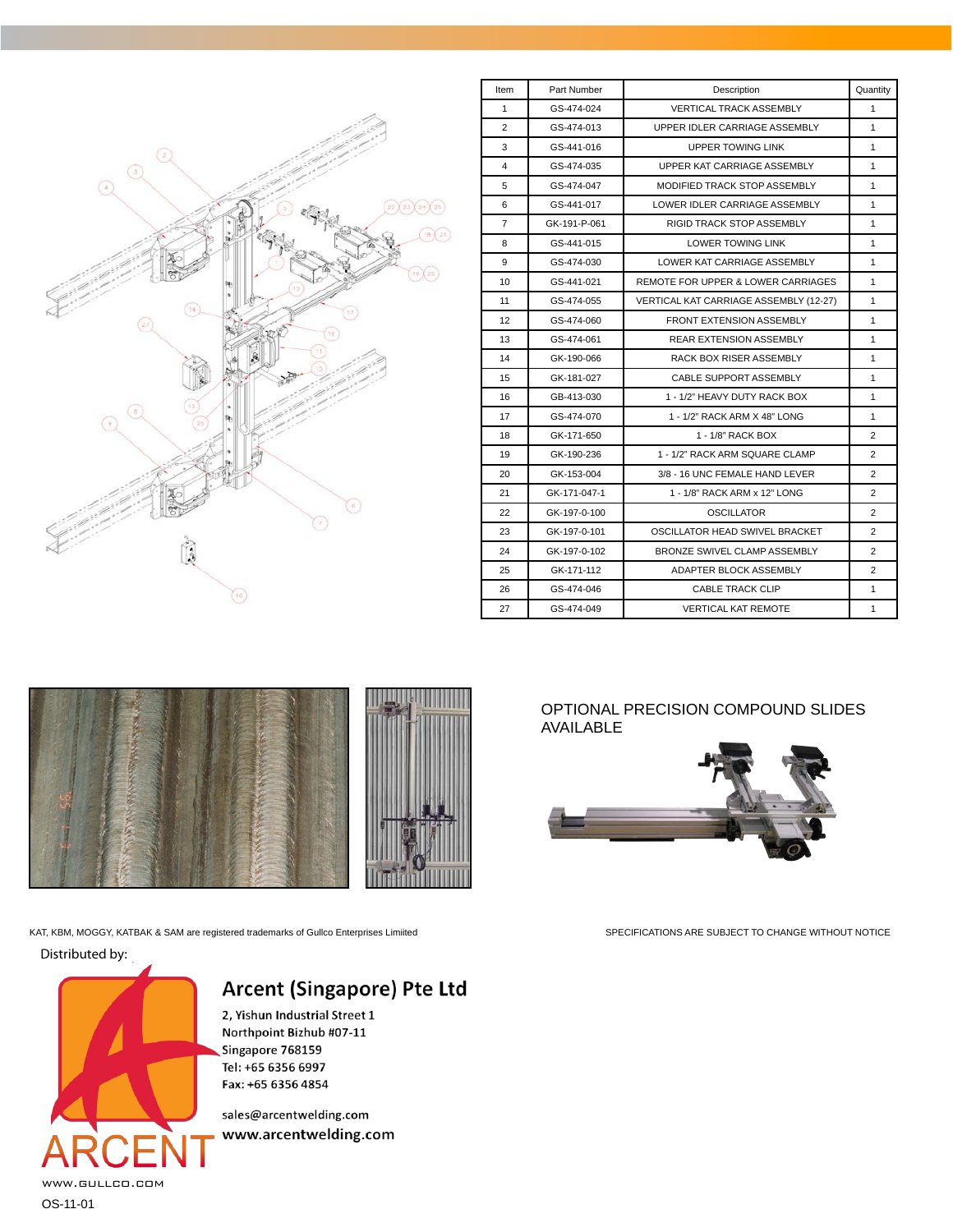| Item | Part Number | Description | Quantity |
|---|---|---|---|
| 1 | GS-474-024 | VERTICAL TRACK ASSEMBLY | 1 |
| 2 | GS-474-013 | UPPER IDLER CARRIAGE ASSEMBLY | 1 |
| 3 | GS-441-016 | UPPER TOWING LINK | 1 |
| 4 | GS-474-035 | UPPER KAT CARRIAGE ASSEMBLY | 1 |
| 5 | GS-474-047 | MODIFIED TRACK STOP ASSEMBLY | 1 |
| 6 | GS-441-017 | LOWER IDLER CARRIAGE ASSEMBLY | 1 |
| 7 | GK-191-P-061 | RIGID TRACK STOP ASSEMBLY | 1 |
| 8 | GS-441-015 | LOWER TOWING LINK | 1 |
| 9 | GS-474-030 | LOWER KAT CARRIAGE ASSEMBLY | 1 |
| 10 | GS-441-021 | REMOTE FOR UPPER & LOWER CARRIAGES | 1 |
| 11 | GS-474-055 | VERTICAL KAT CARRIAGE ASSEMBLY (12-27) | 1 |
| 12 | GS-474-060 | FRONT EXTENSION ASSEMBLY | 1 |
| 13 | GS-474-061 | REAR EXTENSION ASSEMBLY | 1 |
| 14 | GK-190-066 | RACK BOX RISER ASSEMBLY | 1 |
| 15 | GK-181-027 | CABLE SUPPORT ASSEMBLY | 1 |
| 16 | GB-413-030 | 1 - 1/2" HEAVY DUTY RACK BOX | 1 |
| 17 | GS-474-070 | 1 - 1/2" RACK ARM X 48" LONG | 1 |
| 18 | GK-171-650 | 1 - 1/8" RACK BOX | 2 |
| 19 | GK-190-236 | 1 - 1/2" RACK ARM SQUARE CLAMP | 2 |
| 20 | GK-153-004 | 3/8 - 16 UNC FEMALE HAND LEVER | 2 |
| 21 | GK-171-047-1 | 1 - 1/8" RACK ARM x 12" LONG | 2 |
| 22 | GK-197-0-100 | OSCILLATOR | 2 |
| 23 | GK-197-0-101 | OSCILLATOR HEAD SWIVEL BRACKET | 2 |
| 24 | GK-197-0-102 | BRONZE SWIVEL CLAMP ASSEMBLY | 2 |
| 25 | GK-171-112 | ADAPTER BLOCK ASSEMBLY | 2 |
| 26 | GS-474-046 | CABLE TRACK CLIP | 1 |
| 27 | GS-474-049 | VERTICAL KAT REMOTE | 1 |

OPTIONAL PRECISION COMPOUND SLIDES AVAILABLE

KAT, KBM, MOGGY, KATBAK & SAM are registered trademarks of Gullco Enterprises Limiited

SPECIFICATIONS ARE SUBJECT TO CHANGE WITHOUT NOTICE

Distributed by:

ARCENT

**Arcent (Singapore) Pte Ltd**

2, Yishun Industrial Street 1
Northpoint Bizhub #07-11
Singapore 768159
Tel: +65 6356 6997
Fax: +65 6356 4854

sales@arcentwelding.com
www.arcentwelding.com

WWW.GULLCO.COM

OS-11-01